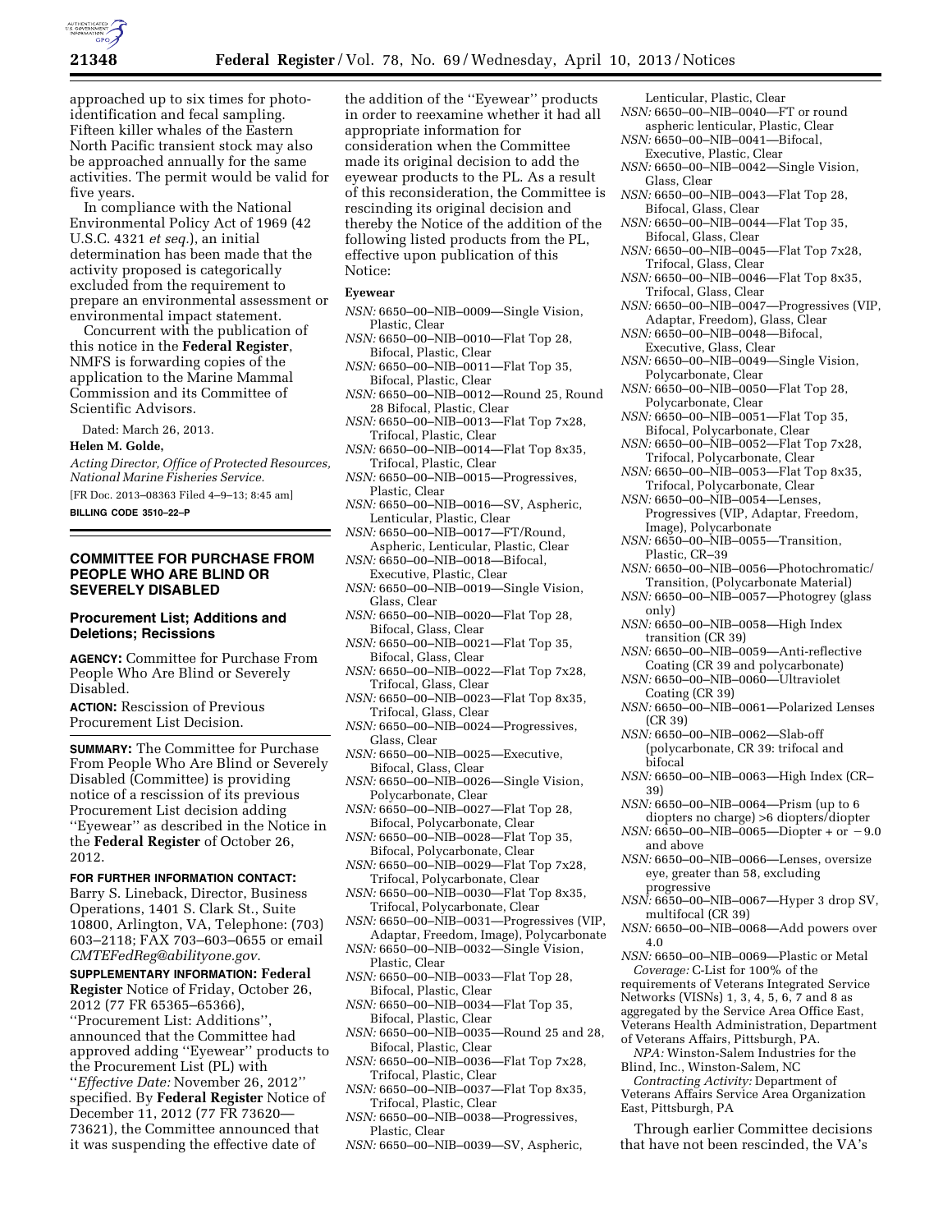approached up to six times for photo-identification and fecal sampling. Fifteen killer whales of the Eastern North Pacific transient stock may also be approached annually for the same activities. The permit would be valid for five years.

In compliance with the National Environmental Policy Act of 1969 (42 U.S.C. 4321 *et seq.*), an initial determination has been made that the activity proposed is categorically excluded from the requirement to prepare an environmental assessment or environmental impact statement.

Concurrent with the publication of this notice in the **Federal Register**, NMFS is forwarding copies of the application to the Marine Mammal Commission and its Committee of Scientific Advisors.

Dated: March 26, 2013.

**Helen M. Golde,**

*Acting Director, Office of Protected Resources, National Marine Fisheries Service.*

[FR Doc. 2013–08363 Filed 4–9–13; 8:45 am]

**BILLING CODE 3510–22–P**

## COMMITTEE FOR PURCHASE FROM PEOPLE WHO ARE BLIND OR SEVERELY DISABLED

### Procurement List; Additions and Deletions; Recissions

**AGENCY:** Committee for Purchase From People Who Are Blind or Severely Disabled.

**ACTION:** Rescission of Previous Procurement List Decision.

**SUMMARY:** The Committee for Purchase From People Who Are Blind or Severely Disabled (Committee) is providing notice of a rescission of its previous Procurement List decision adding ''Eyewear'' as described in the Notice in the **Federal Register** of October 26, 2012.

**FOR FURTHER INFORMATION CONTACT:** Barry S. Lineback, Director, Business Operations, 1401 S. Clark St., Suite 10800, Arlington, VA, Telephone: (703) 603–2118; FAX 703–603–0655 or email *CMTEFedReg@abilityone.gov*.

**SUPPLEMENTARY INFORMATION: Federal Register** Notice of Friday, October 26, 2012 (77 FR 65365–65366), ''Procurement List: Additions'', announced that the Committee had approved adding ''Eyewear'' products to the Procurement List (PL) with ''*Effective Date:* November 26, 2012'' specified. By **Federal Register** Notice of December 11, 2012 (77 FR 73620—73621), the Committee announced that it was suspending the effective date of the addition of the ''Eyewear'' products in order to reexamine whether it had all appropriate information for consideration when the Committee made its original decision to add the eyewear products to the PL. As a result of this reconsideration, the Committee is rescinding its original decision and thereby the Notice of the addition of the following listed products from the PL, effective upon publication of this Notice:

**Eyewear**

*NSN:* 6650–00–NIB–0009—Single Vision, Plastic, Clear
*NSN:* 6650–00–NIB–0010—Flat Top 28, Bifocal, Plastic, Clear
*NSN:* 6650–00–NIB–0011—Flat Top 35, Bifocal, Plastic, Clear
*NSN:* 6650–00–NIB–0012—Round 25, Round 28 Bifocal, Plastic, Clear
*NSN:* 6650–00–NIB–0013—Flat Top 7x28, Trifocal, Plastic, Clear
*NSN:* 6650–00–NIB–0014—Flat Top 8x35, Trifocal, Plastic, Clear
*NSN:* 6650–00–NIB–0015—Progressives, Plastic, Clear
*NSN:* 6650–00–NIB–0016—SV, Aspheric, Lenticular, Plastic, Clear
*NSN:* 6650–00–NIB–0017—FT/Round, Aspheric, Lenticular, Plastic, Clear
*NSN:* 6650–00–NIB–0018—Bifocal, Executive, Plastic, Clear
*NSN:* 6650–00–NIB–0019—Single Vision, Glass, Clear
*NSN:* 6650–00–NIB–0020—Flat Top 28, Bifocal, Glass, Clear
*NSN:* 6650–00–NIB–0021—Flat Top 35, Bifocal, Glass, Clear
*NSN:* 6650–00–NIB–0022—Flat Top 7x28, Trifocal, Glass, Clear
*NSN:* 6650–00–NIB–0023—Flat Top 8x35, Trifocal, Glass, Clear
*NSN:* 6650–00–NIB–0024—Progressives, Glass, Clear
*NSN:* 6650–00–NIB–0025—Executive, Bifocal, Glass, Clear
*NSN:* 6650–00–NIB–0026—Single Vision, Polycarbonate, Clear
*NSN:* 6650–00–NIB–0027—Flat Top 28, Bifocal, Polycarbonate, Clear
*NSN:* 6650–00–NIB–0028—Flat Top 35, Bifocal, Polycarbonate, Clear
*NSN:* 6650–00–NIB–0029—Flat Top 7x28, Trifocal, Polycarbonate, Clear
*NSN:* 6650–00–NIB–0030—Flat Top 8x35, Trifocal, Polycarbonate, Clear
*NSN:* 6650–00–NIB–0031—Progressives (VIP, Adaptar, Freedom, Image), Polycarbonate
*NSN:* 6650–00–NIB–0032—Single Vision, Plastic, Clear
*NSN:* 6650–00–NIB–0033—Flat Top 28, Bifocal, Plastic, Clear
*NSN:* 6650–00–NIB–0034—Flat Top 35, Bifocal, Plastic, Clear
*NSN:* 6650–00–NIB–0035—Round 25 and 28, Bifocal, Plastic, Clear
*NSN:* 6650–00–NIB–0036—Flat Top 7x28, Trifocal, Plastic, Clear
*NSN:* 6650–00–NIB–0037—Flat Top 8x35, Trifocal, Plastic, Clear
*NSN:* 6650–00–NIB–0038—Progressives, Plastic, Clear
*NSN:* 6650–00–NIB–0039—SV, Aspheric, Lenticular, Plastic, Clear
*NSN:* 6650–00–NIB–0040—FT or round aspheric lenticular, Plastic, Clear
*NSN:* 6650–00–NIB–0041—Bifocal, Executive, Plastic, Clear
*NSN:* 6650–00–NIB–0042—Single Vision, Glass, Clear
*NSN:* 6650–00–NIB–0043—Flat Top 28, Bifocal, Glass, Clear
*NSN:* 6650–00–NIB–0044—Flat Top 35, Bifocal, Glass, Clear
*NSN:* 6650–00–NIB–0045—Flat Top 7x28, Trifocal, Glass, Clear
*NSN:* 6650–00–NIB–0046—Flat Top 8x35, Trifocal, Glass, Clear
*NSN:* 6650–00–NIB–0047—Progressives (VIP, Adaptar, Freedom), Glass, Clear
*NSN:* 6650–00–NIB–0048—Bifocal, Executive, Glass, Clear
*NSN:* 6650–00–NIB–0049—Single Vision, Polycarbonate, Clear
*NSN:* 6650–00–NIB–0050—Flat Top 28, Polycarbonate, Clear
*NSN:* 6650–00–NIB–0051—Flat Top 35, Bifocal, Polycarbonate, Clear
*NSN:* 6650–00–NIB–0052—Flat Top 7x28, Trifocal, Polycarbonate, Clear
*NSN:* 6650–00–NIB–0053—Flat Top 8x35, Trifocal, Polycarbonate, Clear
*NSN:* 6650–00–NIB–0054—Lenses, Progressives (VIP, Adaptar, Freedom, Image), Polycarbonate
*NSN:* 6650–00–NIB–0055—Transition, Plastic, CR–39
*NSN:* 6650–00–NIB–0056—Photochromatic/Transition, (Polycarbonate Material)
*NSN:* 6650–00–NIB–0057—Photogrey (glass only)
*NSN:* 6650–00–NIB–0058—High Index transition (CR 39)
*NSN:* 6650–00–NIB–0059—Anti-reflective Coating (CR 39 and polycarbonate)
*NSN:* 6650–00–NIB–0060—Ultraviolet Coating (CR 39)
*NSN:* 6650–00–NIB–0061—Polarized Lenses (CR 39)
*NSN:* 6650–00–NIB–0062—Slab-off (polycarbonate, CR 39: trifocal and bifocal
*NSN:* 6650–00–NIB–0063—High Index (CR–39)
*NSN:* 6650–00–NIB–0064—Prism (up to 6 diopters no charge) >6 diopters/diopter
*NSN:* 6650–00–NIB–0065—Diopter + or −9.0 and above
*NSN:* 6650–00–NIB–0066—Lenses, oversize eye, greater than 58, excluding progressive
*NSN:* 6650–00–NIB–0067—Hyper 3 drop SV, multifocal (CR 39)
*NSN:* 6650–00–NIB–0068—Add powers over 4.0
*NSN:* 6650–00–NIB–0069—Plastic or Metal

*Coverage:* C-List for 100% of the requirements of Veterans Integrated Service Networks (VISNs) 1, 3, 4, 5, 6, 7 and 8 as aggregated by the Service Area Office East, Veterans Health Administration, Department of Veterans Affairs, Pittsburgh, PA.

*NPA:* Winston-Salem Industries for the Blind, Inc., Winston-Salem, NC

*Contracting Activity:* Department of Veterans Affairs Service Area Organization East, Pittsburgh, PA

Through earlier Committee decisions that have not been rescinded, the VA's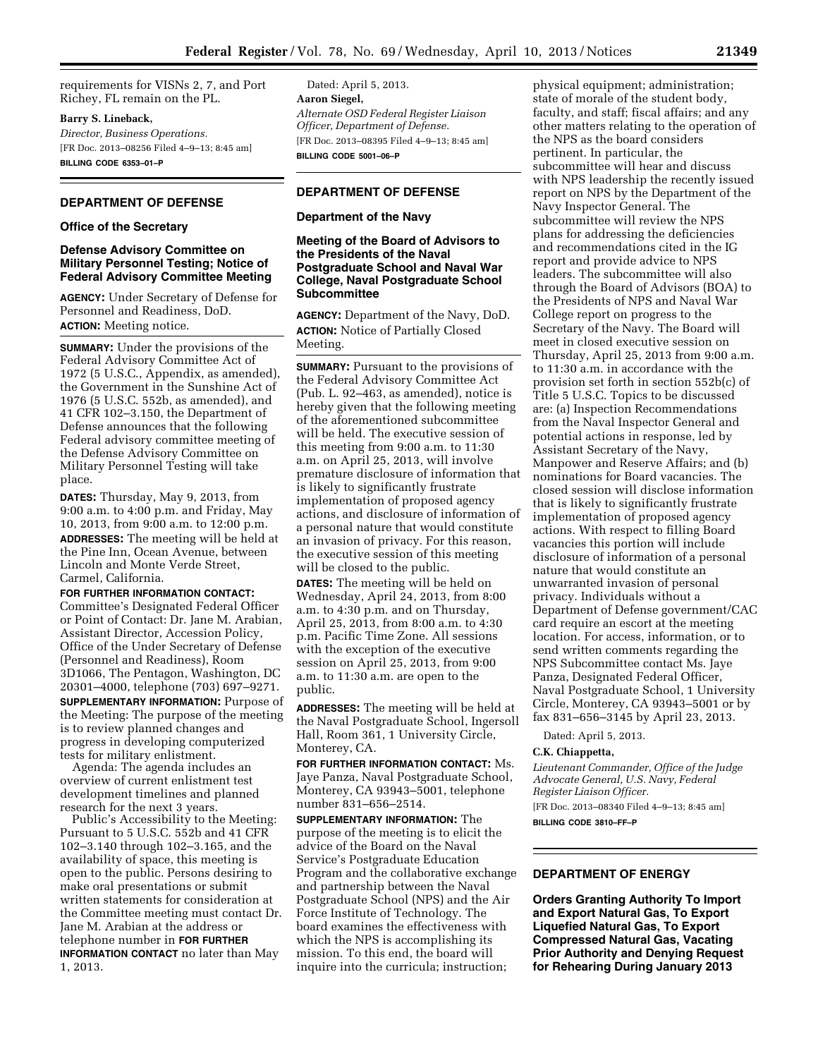requirements for VISNs 2, 7, and Port Richey, FL remain on the PL.

**Barry S. Lineback,**

*Director, Business Operations.*

[FR Doc. 2013–08256 Filed 4–9–13; 8:45 am]

**BILLING CODE 6353–01–P**

## DEPARTMENT OF DEFENSE

### Office of the Secretary

### Defense Advisory Committee on Military Personnel Testing; Notice of Federal Advisory Committee Meeting

**AGENCY:** Under Secretary of Defense for Personnel and Readiness, DoD.

**ACTION:** Meeting notice.

**SUMMARY:** Under the provisions of the Federal Advisory Committee Act of 1972 (5 U.S.C., Appendix, as amended), the Government in the Sunshine Act of 1976 (5 U.S.C. 552b, as amended), and 41 CFR 102–3.150, the Department of Defense announces that the following Federal advisory committee meeting of the Defense Advisory Committee on Military Personnel Testing will take place.

**DATES:** Thursday, May 9, 2013, from 9:00 a.m. to 4:00 p.m. and Friday, May 10, 2013, from 9:00 a.m. to 12:00 p.m.

**ADDRESSES:** The meeting will be held at the Pine Inn, Ocean Avenue, between Lincoln and Monte Verde Street, Carmel, California.

**FOR FURTHER INFORMATION CONTACT:** Committee's Designated Federal Officer or Point of Contact: Dr. Jane M. Arabian, Assistant Director, Accession Policy, Office of the Under Secretary of Defense (Personnel and Readiness), Room 3D1066, The Pentagon, Washington, DC 20301–4000, telephone (703) 697–9271.

**SUPPLEMENTARY INFORMATION:** Purpose of the Meeting: The purpose of the meeting is to review planned changes and progress in developing computerized tests for military enlistment.

Agenda: The agenda includes an overview of current enlistment test development timelines and planned research for the next 3 years.

Public's Accessibility to the Meeting: Pursuant to 5 U.S.C. 552b and 41 CFR 102–3.140 through 102–3.165, and the availability of space, this meeting is open to the public. Persons desiring to make oral presentations or submit written statements for consideration at the Committee meeting must contact Dr. Jane M. Arabian at the address or telephone number in **FOR FURTHER INFORMATION CONTACT** no later than May 1, 2013.

Dated: April 5, 2013.

**Aaron Siegel,**

*Alternate OSD Federal Register Liaison Officer, Department of Defense.*

[FR Doc. 2013–08395 Filed 4–9–13; 8:45 am]

**BILLING CODE 5001–06–P**

## DEPARTMENT OF DEFENSE

### Department of the Navy

### Meeting of the Board of Advisors to the Presidents of the Naval Postgraduate School and Naval War College, Naval Postgraduate School Subcommittee

**AGENCY:** Department of the Navy, DoD.

**ACTION:** Notice of Partially Closed Meeting.

**SUMMARY:** Pursuant to the provisions of the Federal Advisory Committee Act (Pub. L. 92–463, as amended), notice is hereby given that the following meeting of the aforementioned subcommittee will be held. The executive session of this meeting from 9:00 a.m. to 11:30 a.m. on April 25, 2013, will involve premature disclosure of information that is likely to significantly frustrate implementation of proposed agency actions, and disclosure of information of a personal nature that would constitute an invasion of privacy. For this reason, the executive session of this meeting will be closed to the public.

**DATES:** The meeting will be held on Wednesday, April 24, 2013, from 8:00 a.m. to 4:30 p.m. and on Thursday, April 25, 2013, from 8:00 a.m. to 4:30 p.m. Pacific Time Zone. All sessions with the exception of the executive session on April 25, 2013, from 9:00 a.m. to 11:30 a.m. are open to the public.

**ADDRESSES:** The meeting will be held at the Naval Postgraduate School, Ingersoll Hall, Room 361, 1 University Circle, Monterey, CA.

**FOR FURTHER INFORMATION CONTACT:** Ms. Jaye Panza, Naval Postgraduate School, Monterey, CA 93943–5001, telephone number 831–656–2514.

**SUPPLEMENTARY INFORMATION:** The purpose of the meeting is to elicit the advice of the Board on the Naval Service's Postgraduate Education Program and the collaborative exchange and partnership between the Naval Postgraduate School (NPS) and the Air Force Institute of Technology. The board examines the effectiveness with which the NPS is accomplishing its mission. To this end, the board will inquire into the curricula; instruction; physical equipment; administration; state of morale of the student body, faculty, and staff; fiscal affairs; and any other matters relating to the operation of the NPS as the board considers pertinent. In particular, the subcommittee will hear and discuss with NPS leadership the recently issued report on NPS by the Department of the Navy Inspector General. The subcommittee will review the NPS plans for addressing the deficiencies and recommendations cited in the IG report and provide advice to NPS leaders. The subcommittee will also through the Board of Advisors (BOA) to the Presidents of NPS and Naval War College report on progress to the Secretary of the Navy. The Board will meet in closed executive session on Thursday, April 25, 2013 from 9:00 a.m. to 11:30 a.m. in accordance with the provision set forth in section 552b(c) of Title 5 U.S.C. Topics to be discussed are: (a) Inspection Recommendations from the Naval Inspector General and potential actions in response, led by Assistant Secretary of the Navy, Manpower and Reserve Affairs; and (b) nominations for Board vacancies. The closed session will disclose information that is likely to significantly frustrate implementation of proposed agency actions. With respect to filling Board vacancies this portion will include disclosure of information of a personal nature that would constitute an unwarranted invasion of personal privacy. Individuals without a Department of Defense government/CAC card require an escort at the meeting location. For access, information, or to send written comments regarding the NPS Subcommittee contact Ms. Jaye Panza, Designated Federal Officer, Naval Postgraduate School, 1 University Circle, Monterey, CA 93943–5001 or by fax 831–656–3145 by April 23, 2013.

Dated: April 5, 2013.

**C.K. Chiappetta,**

*Lieutenant Commander, Office of the Judge Advocate General, U.S. Navy, Federal Register Liaison Officer.*

[FR Doc. 2013–08340 Filed 4–9–13; 8:45 am]

**BILLING CODE 3810–FF–P**

## DEPARTMENT OF ENERGY

### Orders Granting Authority To Import and Export Natural Gas, To Export Liquefied Natural Gas, To Export Compressed Natural Gas, Vacating Prior Authority and Denying Request for Rehearing During January 2013